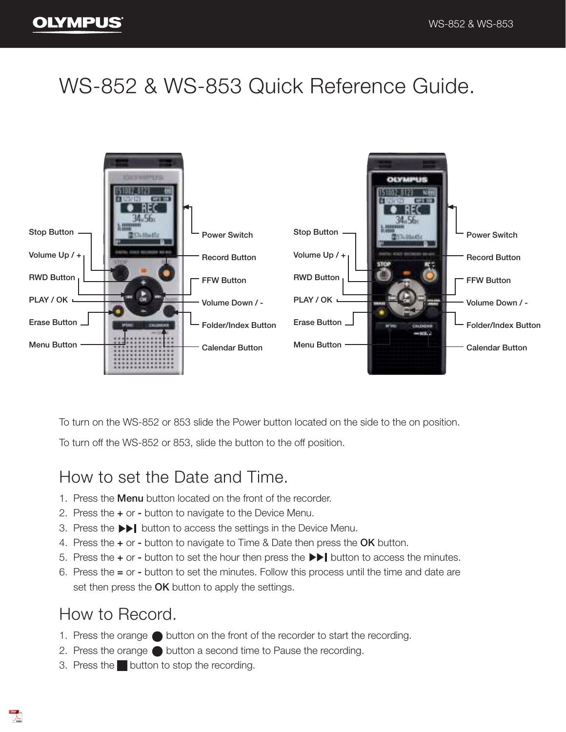# WS-852 & WS-853 Quick Reference Guide.

Stop Button

Volume Up / +

RWD Button

PLAY / OK

Erase Button

Menu Button

Power Switch

Record Button

FFW Button

Volume Down / -

Folder/Index Button

Calendar Button

To turn on the WS-852 or 853 slide the Power button located on the side to the on position.

To turn off the WS-852 or 853, slide the button to the off position.

## How to set the Date and Time.

1. Press the **Menu** button located on the front of the recorder.
2. Press the **+** or **-** button to navigate to the Device Menu.
3. Press the ▶▶❙ button to access the settings in the Device Menu.
4. Press the **+** or **-** button to navigate to Time & Date then press the **OK** button.
5. Press the **+** or **-** button to set the hour then press the ▶▶❙ button to access the minutes.
6. Press the **=** or **-** button to set the minutes. Follow this process until the time and date are set then press the **OK** button to apply the settings.

## How to Record.

1. Press the orange ● button on the front of the recorder to start the recording.
2. Press the orange ● button a second time to Pause the recording.
3. Press the ■ button to stop the recording.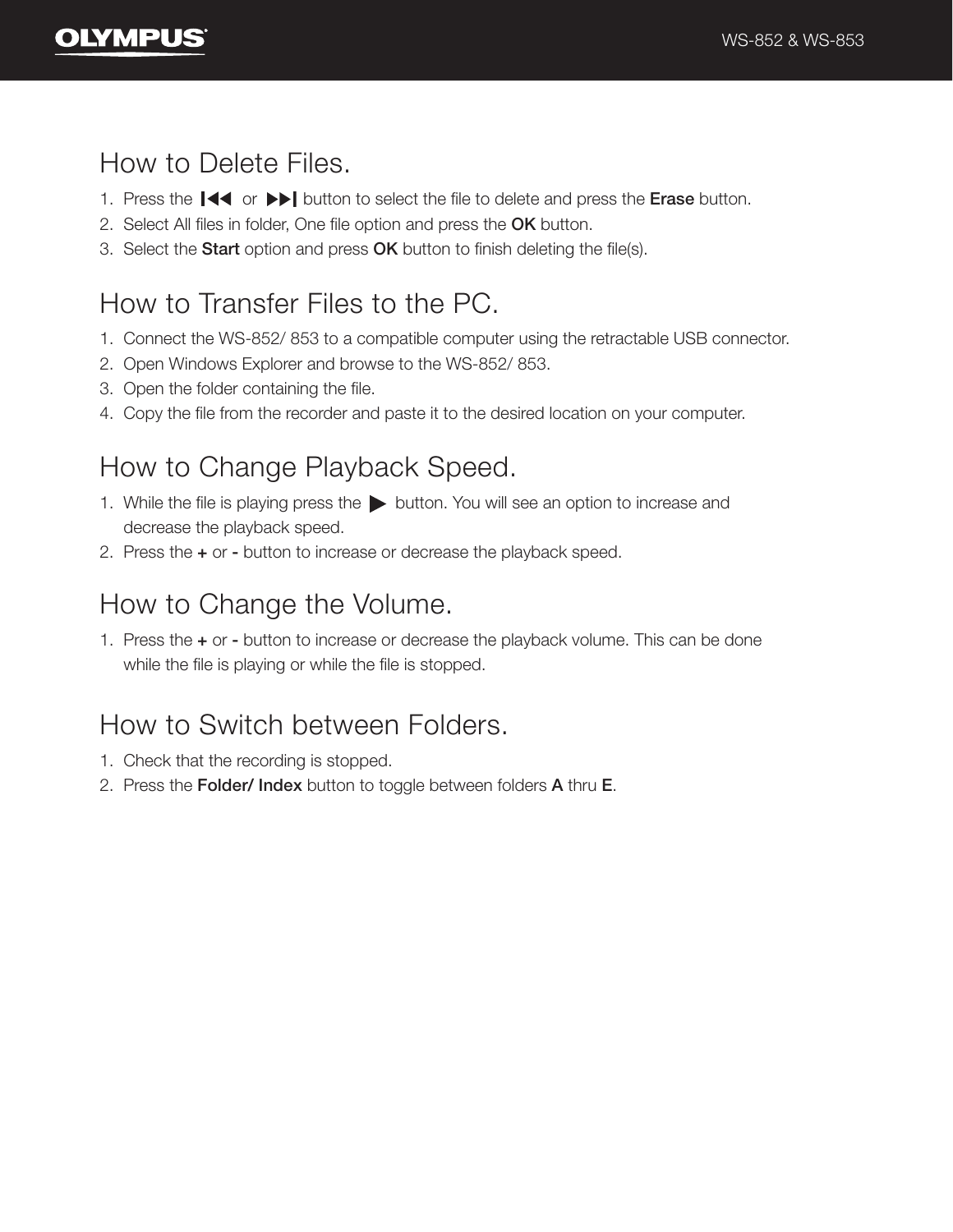## How to Delete Files.

1. Press the ⏮ or ⏭ button to select the file to delete and press the **Erase** button.
2. Select All files in folder, One file option and press the **OK** button.
3. Select the **Start** option and press **OK** button to finish deleting the file(s).

## How to Transfer Files to the PC.

1. Connect the WS-852/ 853 to a compatible computer using the retractable USB connector.
2. Open Windows Explorer and browse to the WS-852/ 853.
3. Open the folder containing the file.
4. Copy the file from the recorder and paste it to the desired location on your computer.

## How to Change Playback Speed.

1. While the file is playing press the ▶ button. You will see an option to increase and decrease the playback speed.
2. Press the **+** or **-** button to increase or decrease the playback speed.

## How to Change the Volume.

1. Press the **+** or **-** button to increase or decrease the playback volume. This can be done while the file is playing or while the file is stopped.

## How to Switch between Folders.

1. Check that the recording is stopped.
2. Press the **Folder/ Index** button to toggle between folders **A** thru **E**.